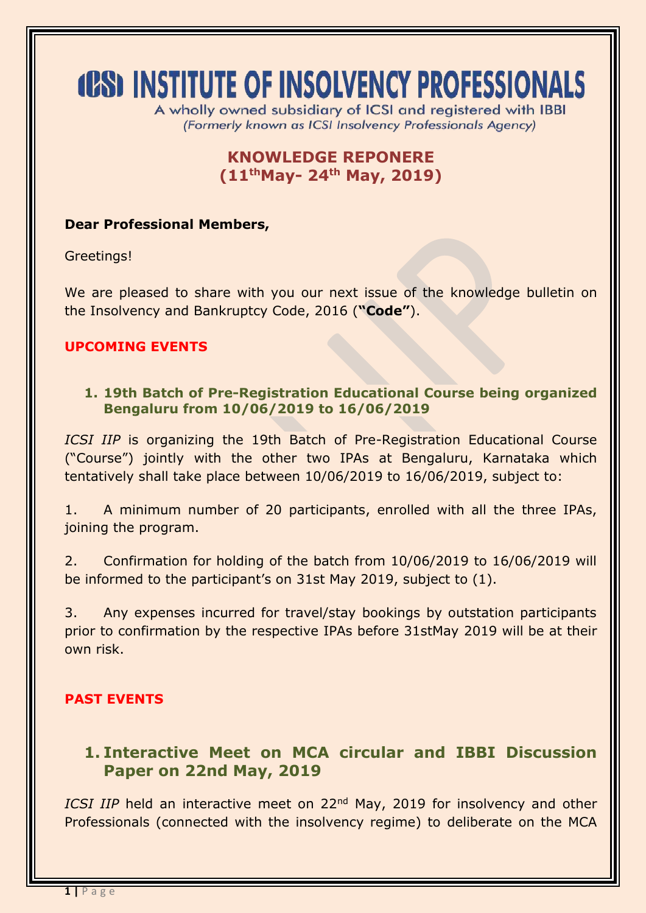# ICSI INSTITUTE OF INSOLVENCY PROFESSIONALS

A wholly owned subsidiary of ICSI and registered with IBBI
*(Formerly known as ICSI Insolvency Professionals Agency)*

## KNOWLEDGE REPONERE
## (11th May- 24th May, 2019)

**Dear Professional Members,**

Greetings!

We are pleased to share with you our next issue of the knowledge bulletin on the Insolvency and Bankruptcy Code, 2016 (**"Code"**).

## UPCOMING EVENTS

### 1. 19th Batch of Pre-Registration Educational Course being organized Bengaluru from 10/06/2019 to 16/06/2019

*ICSI IIP* is organizing the 19th Batch of Pre-Registration Educational Course ("Course") jointly with the other two IPAs at Bengaluru, Karnataka which tentatively shall take place between 10/06/2019 to 16/06/2019, subject to:

1. A minimum number of 20 participants, enrolled with all the three IPAs, joining the program.

2. Confirmation for holding of the batch from 10/06/2019 to 16/06/2019 will be informed to the participant's on 31st May 2019, subject to (1).

3. Any expenses incurred for travel/stay bookings by outstation participants prior to confirmation by the respective IPAs before 31stMay 2019 will be at their own risk.

## PAST EVENTS

### 1. Interactive Meet on MCA circular and IBBI Discussion Paper on 22nd May, 2019

*ICSI IIP* held an interactive meet on 22nd May, 2019 for insolvency and other Professionals (connected with the insolvency regime) to deliberate on the MCA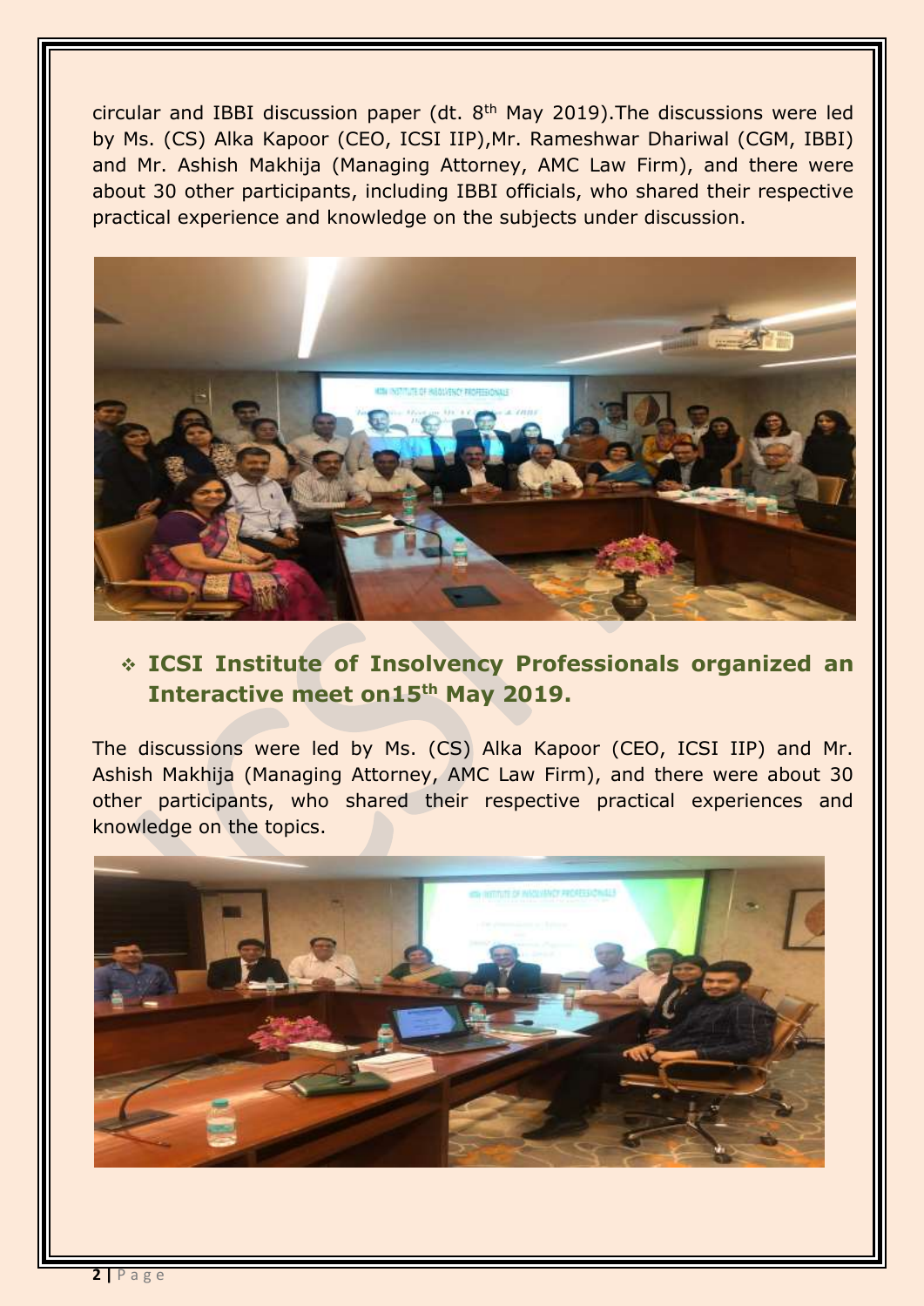circular and IBBI discussion paper (dt. 8th May 2019).The discussions were led by Ms. (CS) Alka Kapoor (CEO, ICSI IIP),Mr. Rameshwar Dhariwal (CGM, IBBI) and Mr. Ashish Makhija (Managing Attorney, AMC Law Firm), and there were about 30 other participants, including IBBI officials, who shared their respective practical experience and knowledge on the subjects under discussion.

- **ICSI Institute of Insolvency Professionals organized an Interactive meet on15th May 2019.**

The discussions were led by Ms. (CS) Alka Kapoor (CEO, ICSI IIP) and Mr. Ashish Makhija (Managing Attorney, AMC Law Firm), and there were about 30 other participants, who shared their respective practical experiences and knowledge on the topics.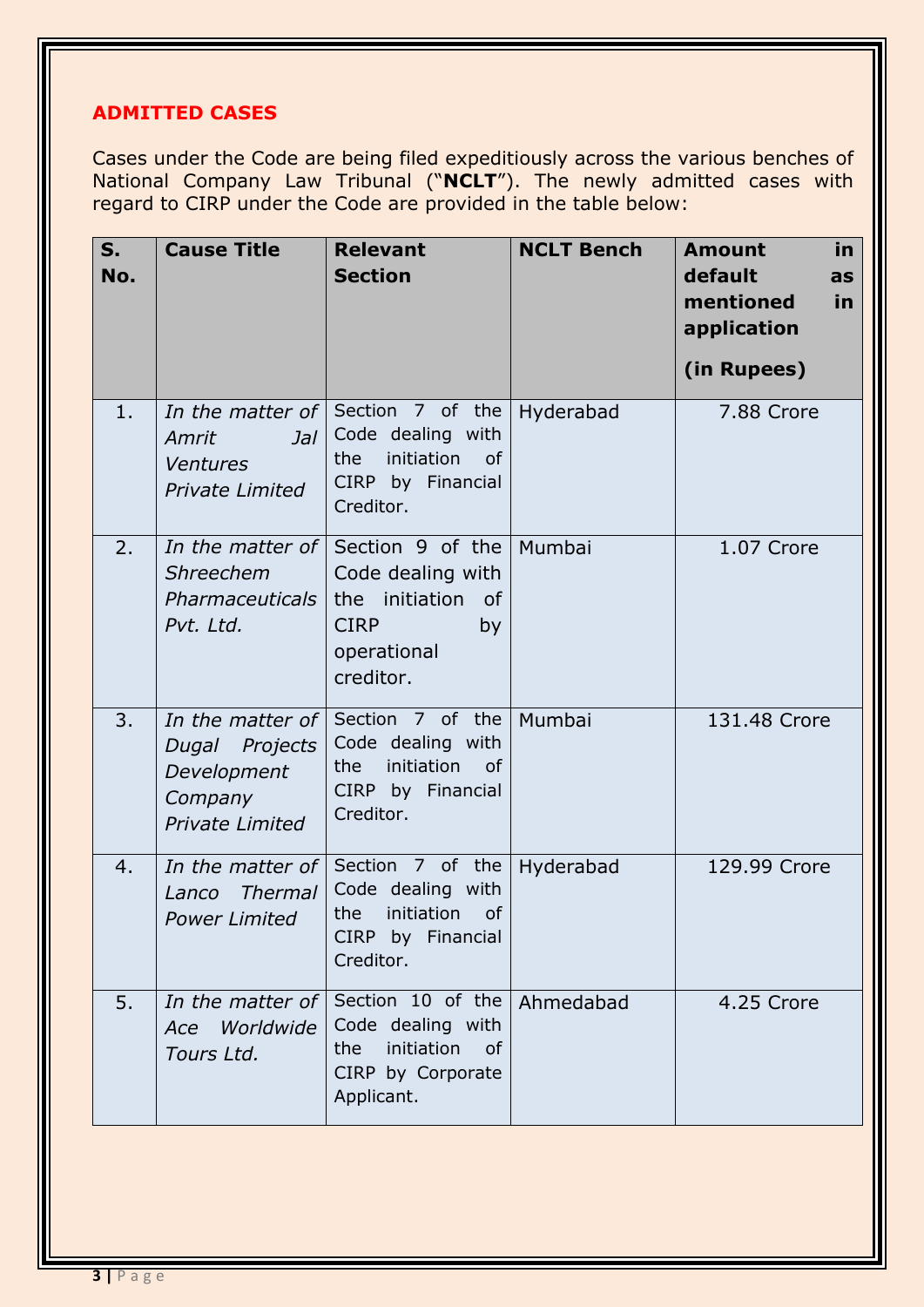## ADMITTED CASES

Cases under the Code are being filed expeditiously across the various benches of National Company Law Tribunal ("**NCLT**"). The newly admitted cases with regard to CIRP under the Code are provided in the table below:

| S. No. | Cause Title | Relevant Section | NCLT Bench | Amount in default as mentioned in application (in Rupees) |
|---|---|---|---|---|
| 1. | *In the matter of Amrit Jal Ventures Private Limited* | Section 7 of the Code dealing with the initiation of CIRP by Financial Creditor. | Hyderabad | 7.88 Crore |
| 2. | *In the matter of Shreechem Pharmaceuticals Pvt. Ltd.* | Section 9 of the Code dealing with the initiation of CIRP by operational creditor. | Mumbai | 1.07 Crore |
| 3. | *In the matter of Dugal Projects Development Company Private Limited* | Section 7 of the Code dealing with the initiation of CIRP by Financial Creditor. | Mumbai | 131.48 Crore |
| 4. | *In the matter of Lanco Thermal Power Limited* | Section 7 of the Code dealing with the initiation of CIRP by Financial Creditor. | Hyderabad | 129.99 Crore |
| 5. | *In the matter of Ace Worldwide Tours Ltd.* | Section 10 of the Code dealing with the initiation of CIRP by Corporate Applicant. | Ahmedabad | 4.25 Crore |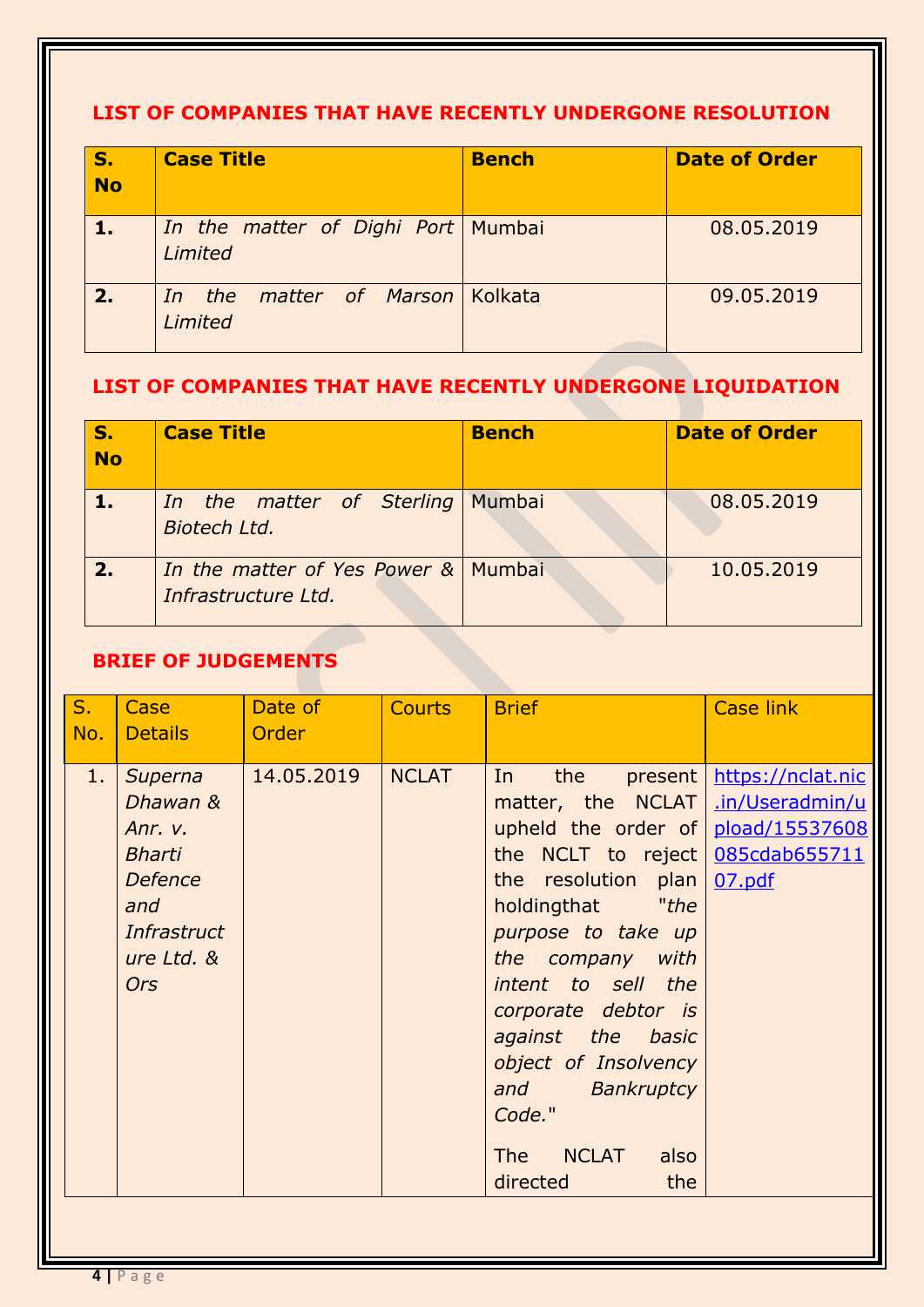## LIST OF COMPANIES THAT HAVE RECENTLY UNDERGONE RESOLUTION

| S. No | Case Title | Bench | Date of Order |
|---|---|---|---|
| 1. | *In the matter of Dighi Port Limited* | Mumbai | 08.05.2019 |
| 2. | *In the matter of Marson Limited* | Kolkata | 09.05.2019 |

## LIST OF COMPANIES THAT HAVE RECENTLY UNDERGONE LIQUIDATION

| S. No | Case Title | Bench | Date of Order |
|---|---|---|---|
| 1. | *In the matter of Sterling Biotech Ltd.* | Mumbai | 08.05.2019 |
| 2. | *In the matter of Yes Power & Infrastructure Ltd.* | Mumbai | 10.05.2019 |

## BRIEF OF JUDGEMENTS

| S. No. | Case Details | Date of Order | Courts | Brief | Case link |
|---|---|---|---|---|---|
| 1. | *Superna Dhawan & Anr. v. Bharti Defence and Infrastructure Ltd. & Ors* | 14.05.2019 | NCLAT | In the present matter, the NCLAT upheld the order of the NCLT to reject the resolution plan holdingthat "*the purpose to take up the company with intent to sell the corporate debtor is against the basic object of Insolvency and Bankruptcy Code.*" The NCLAT also directed the | https://nclat.nic.in/Useradmin/upload/15537608085cdab65571107.pdf |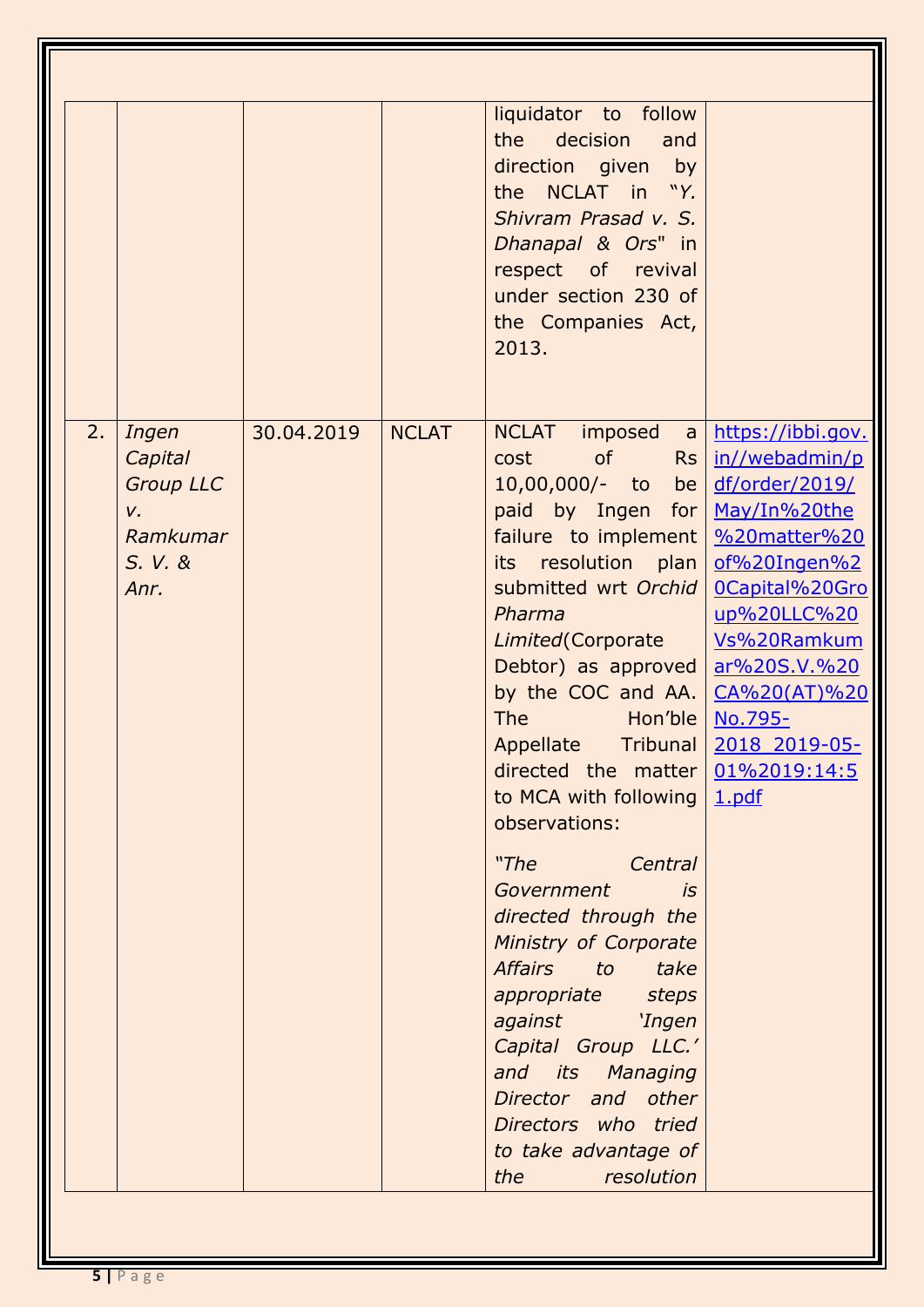| | | | | | |
|---|---|---|---|---|---|
| | | | | liquidator to follow the decision and direction given by the NCLAT in "*Y. Shivram Prasad v. S. Dhanapal & Ors*" in respect of revival under section 230 of the Companies Act, 2013. | |
| 2. | *Ingen Capital Group LLC v. Ramkumar S. V. & Anr.* | 30.04.2019 | NCLAT | NCLAT imposed a cost of Rs 10,00,000/- to be paid by Ingen for failure to implement its resolution plan submitted wrt *Orchid Pharma Limited*(Corporate Debtor) as approved by the COC and AA. The Hon'ble Appellate Tribunal directed the matter to MCA with following observations:<br><br>*"The Central Government is directed through the Ministry of Corporate Affairs to take appropriate steps against 'Ingen Capital Group LLC.' and its Managing Director and other Directors who tried to take advantage of the resolution* | [https://ibbi.gov.in//webadmin/pdf/order/2019/May/In%20the%20matter%20of%20Ingen%20Capital%20Group%20LLC%20Vs%20Ramkumar%20S.V.%20CA%20(AT)%20No.795-2018_2019-05-01%2019:14:51.pdf](https://ibbi.gov.in//webadmin/pdf/order/2019/May/In%20the%20matter%20of%20Ingen%20Capital%20Group%20LLC%20Vs%20Ramkumar%20S.V.%20CA%20(AT)%20No.795-2018_2019-05-01%2019:14:51.pdf) |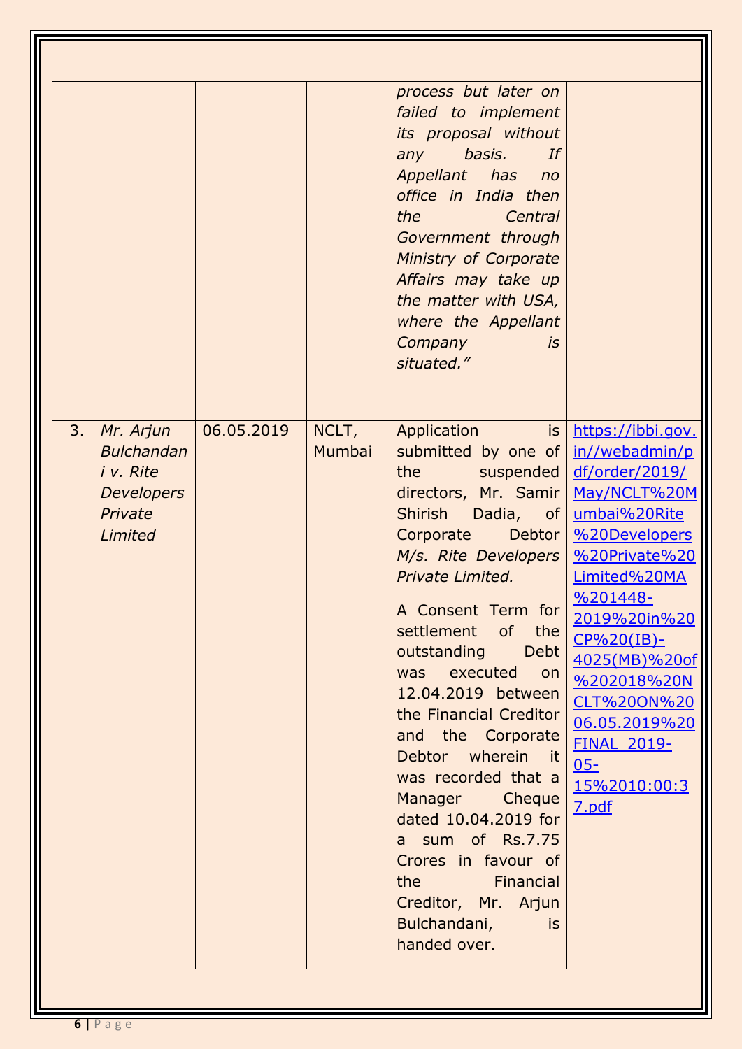| | | | | | |
|---|---|---|---|---|---|
| | | | | *process but later on failed to implement its proposal without any basis. If Appellant has no office in India then the Central Government through Ministry of Corporate Affairs may take up the matter with USA, where the Appellant Company is situated."* | |
| 3. | *Mr. Arjun Bulchandani v. Rite Developers Private Limited* | 06.05.2019 | NCLT, Mumbai | Application is submitted by one of the suspended directors, Mr. Samir Shirish Dadia, of Corporate Debtor *M/s. Rite Developers Private Limited.*<br><br>A Consent Term for settlement of the outstanding Debt was executed on 12.04.2019 between the Financial Creditor and the Corporate Debtor wherein it was recorded that a Manager Cheque dated 10.04.2019 for a sum of Rs.7.75 Crores in favour of the Financial Creditor, Mr. Arjun Bulchandani, is handed over. | https://ibbi.gov.in//webadmin/pdf/order/2019/May/NCLT%20Mumbai%20Rite%20Developers%20Private%20Limited%20MA%201448-2019%20in%20CP%20(IB)-4025(MB)%20of%202018%20NCLT%20ON%2006.05.2019%20FINAL_2019-05-15%2010:00:37.pdf |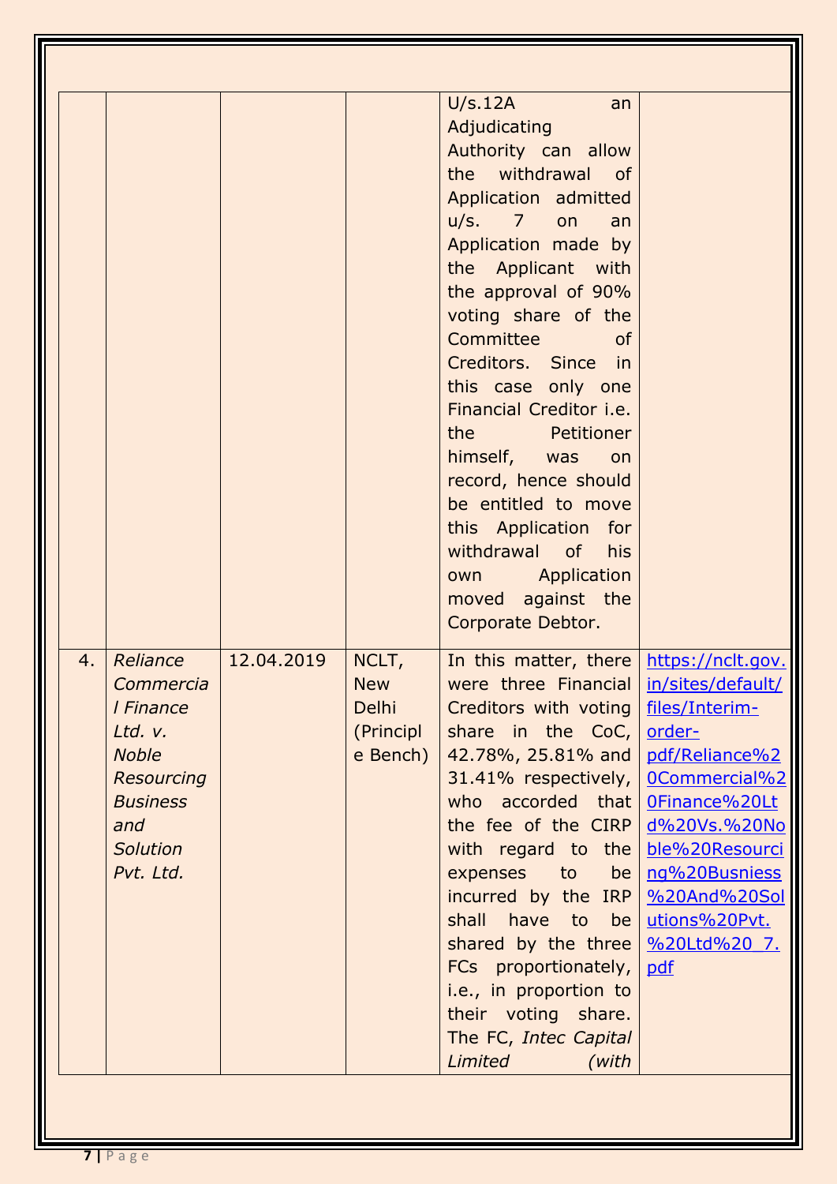| | | | | | |
|---|---|---|---|---|---|
| | | | | U/s.12A an Adjudicating Authority can allow the withdrawal of Application admitted u/s. 7 on an Application made by the Applicant with the approval of 90% voting share of the Committee of Creditors. Since in this case only one Financial Creditor i.e. the Petitioner himself, was on record, hence should be entitled to move this Application for withdrawal of his own Application moved against the Corporate Debtor. | |
| 4. | *Reliance Commercial Finance Ltd. v. Noble Resourcing Business and Solution Pvt. Ltd.* | 12.04.2019 | NCLT, New Delhi (Principle Bench) | In this matter, there were three Financial Creditors with voting share in the CoC, 42.78%, 25.81% and 31.41% respectively, who accorded that the fee of the CIRP with regard to the expenses to be incurred by the IRP shall have to be shared by the three FCs proportionately, i.e., in proportion to their voting share. The FC, *Intec Capital Limited* (with | https://nclt.gov.in/sites/default/files/Interim-order-pdf/Reliance%20Commercial%20Finance%20Ltd%20Vs.%20Noble%20Resourcing%20Busniess%20And%20Solutions%20Pvt.%20Ltd%20_7.pdf |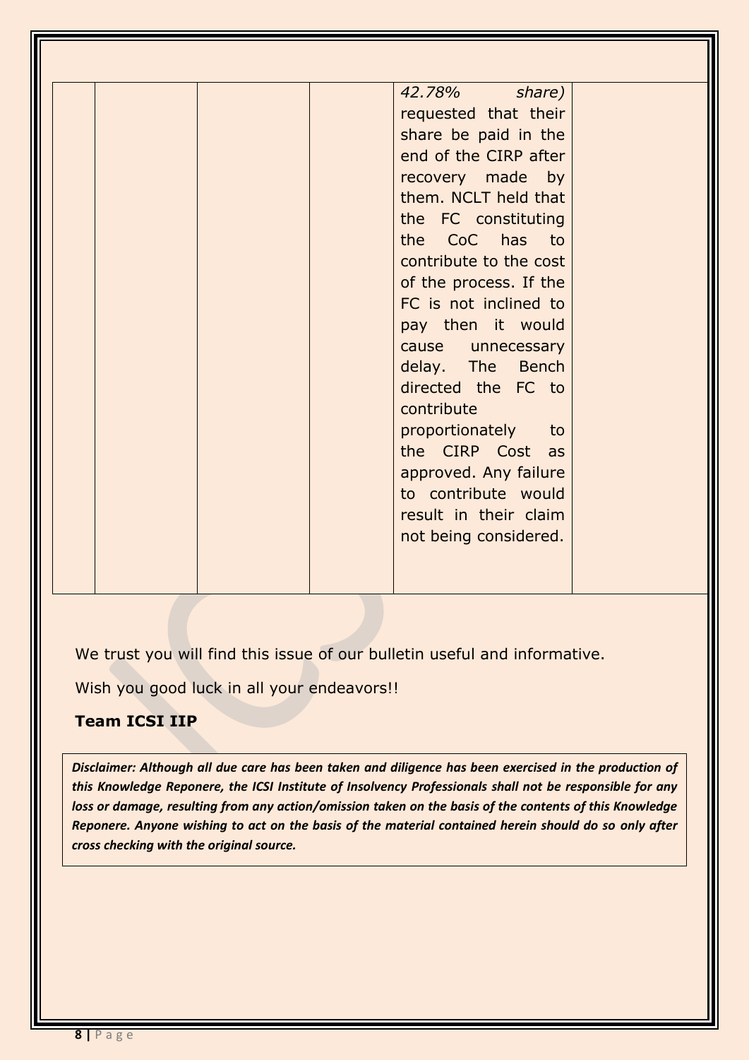| | | | | | |
|---|---|---|---|---|---|
| | | | | *42.78% share)* requested that their share be paid in the end of the CIRP after recovery made by them. NCLT held that the FC constituting the CoC has to contribute to the cost of the process. If the FC is not inclined to pay then it would cause unnecessary delay. The Bench directed the FC to contribute proportionately to the CIRP Cost as approved. Any failure to contribute would result in their claim not being considered. | |

We trust you will find this issue of our bulletin useful and informative.

Wish you good luck in all your endeavors!!

**Team ICSI IIP**

***Disclaimer: Although all due care has been taken and diligence has been exercised in the production of this Knowledge Reponere, the ICSI Institute of Insolvency Professionals shall not be responsible for any loss or damage, resulting from any action/omission taken on the basis of the contents of this Knowledge Reponere. Anyone wishing to act on the basis of the material contained herein should do so only after cross checking with the original source.***